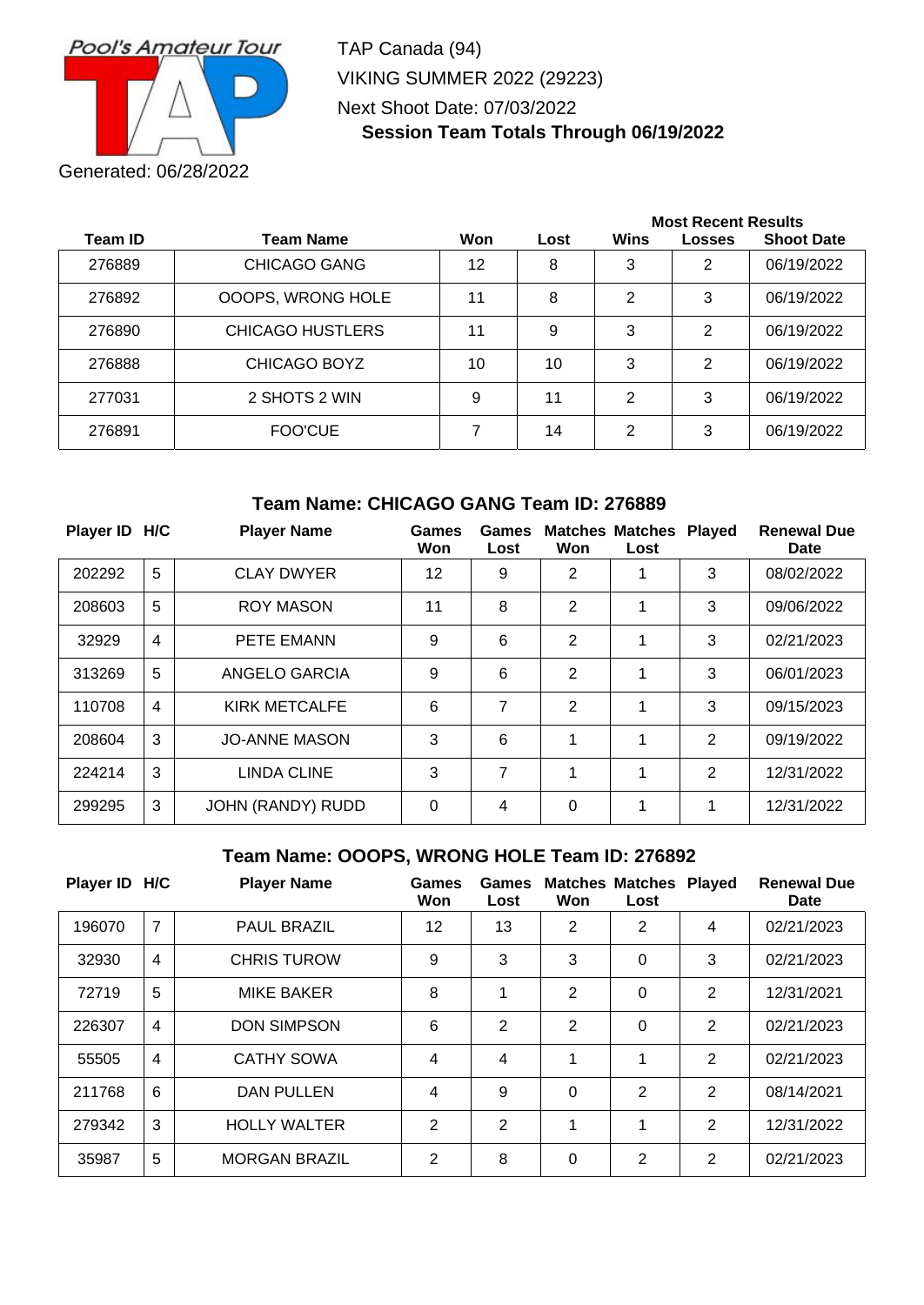Pool's Amateur Tour

TAP Canada (94)

VIKING SUMMER 2022 (29223)

Next Shoot Date: 07/03/2022

**Session Team Totals Through 06/19/2022**

Generated: 06/28/2022

| Team ID | Team Name | Won | Lost | Most Recent Results | | |
|---|---|---|---|---|---|---|
| | | | | Wins | Losses | Shoot Date |
| 276889 | CHICAGO GANG | 12 | 8 | 3 | 2 | 06/19/2022 |
| 276892 | OOOPS, WRONG HOLE | 11 | 8 | 2 | 3 | 06/19/2022 |
| 276890 | CHICAGO HUSTLERS | 11 | 9 | 3 | 2 | 06/19/2022 |
| 276888 | CHICAGO BOYZ | 10 | 10 | 3 | 2 | 06/19/2022 |
| 277031 | 2 SHOTS 2 WIN | 9 | 11 | 2 | 3 | 06/19/2022 |
| 276891 | FOO'CUE | 7 | 14 | 2 | 3 | 06/19/2022 |

## Team Name: CHICAGO GANG Team ID: 276889

| Player ID | H/C | Player Name | Games Won | Games Lost | Matches Won | Matches Lost | Played | Renewal Due Date |
|---|---|---|---|---|---|---|---|---|
| 202292 | 5 | CLAY DWYER | 12 | 9 | 2 | 1 | 3 | 08/02/2022 |
| 208603 | 5 | ROY MASON | 11 | 8 | 2 | 1 | 3 | 09/06/2022 |
| 32929 | 4 | PETE EMANN | 9 | 6 | 2 | 1 | 3 | 02/21/2023 |
| 313269 | 5 | ANGELO GARCIA | 9 | 6 | 2 | 1 | 3 | 06/01/2023 |
| 110708 | 4 | KIRK METCALFE | 6 | 7 | 2 | 1 | 3 | 09/15/2023 |
| 208604 | 3 | JO-ANNE MASON | 3 | 6 | 1 | 1 | 2 | 09/19/2022 |
| 224214 | 3 | LINDA CLINE | 3 | 7 | 1 | 1 | 2 | 12/31/2022 |
| 299295 | 3 | JOHN (RANDY) RUDD | 0 | 4 | 0 | 1 | 1 | 12/31/2022 |

## Team Name: OOOPS, WRONG HOLE Team ID: 276892

| Player ID | H/C | Player Name | Games Won | Games Lost | Matches Won | Matches Lost | Played | Renewal Due Date |
|---|---|---|---|---|---|---|---|---|
| 196070 | 7 | PAUL BRAZIL | 12 | 13 | 2 | 2 | 4 | 02/21/2023 |
| 32930 | 4 | CHRIS TUROW | 9 | 3 | 3 | 0 | 3 | 02/21/2023 |
| 72719 | 5 | MIKE BAKER | 8 | 1 | 2 | 0 | 2 | 12/31/2021 |
| 226307 | 4 | DON SIMPSON | 6 | 2 | 2 | 0 | 2 | 02/21/2023 |
| 55505 | 4 | CATHY SOWA | 4 | 4 | 1 | 1 | 2 | 02/21/2023 |
| 211768 | 6 | DAN PULLEN | 4 | 9 | 0 | 2 | 2 | 08/14/2021 |
| 279342 | 3 | HOLLY WALTER | 2 | 2 | 1 | 1 | 2 | 12/31/2022 |
| 35987 | 5 | MORGAN BRAZIL | 2 | 8 | 0 | 2 | 2 | 02/21/2023 |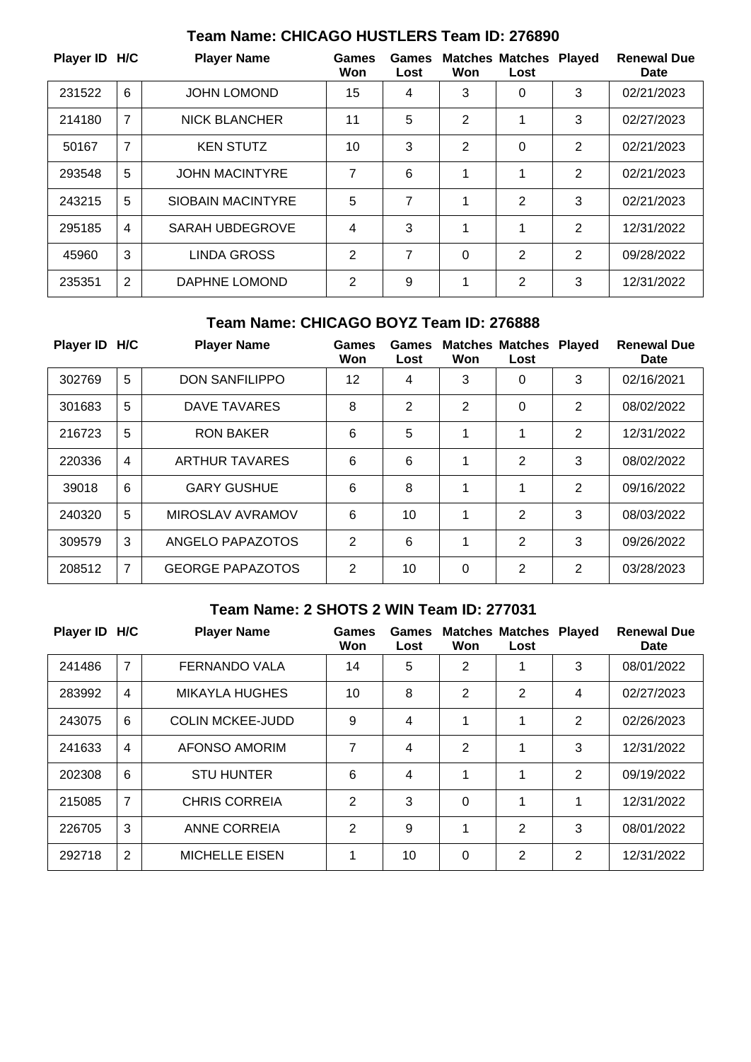## Team Name: CHICAGO HUSTLERS Team ID: 276890

| Player ID | H/C | Player Name | Games Won | Games Lost | Matches Won | Matches Lost | Played | Renewal Due Date |
|---|---|---|---|---|---|---|---|---|
| 231522 | 6 | JOHN LOMOND | 15 | 4 | 3 | 0 | 3 | 02/21/2023 |
| 214180 | 7 | NICK BLANCHER | 11 | 5 | 2 | 1 | 3 | 02/27/2023 |
| 50167 | 7 | KEN STUTZ | 10 | 3 | 2 | 0 | 2 | 02/21/2023 |
| 293548 | 5 | JOHN MACINTYRE | 7 | 6 | 1 | 1 | 2 | 02/21/2023 |
| 243215 | 5 | SIOBAIN MACINTYRE | 5 | 7 | 1 | 2 | 3 | 02/21/2023 |
| 295185 | 4 | SARAH UBDEGROVE | 4 | 3 | 1 | 1 | 2 | 12/31/2022 |
| 45960 | 3 | LINDA GROSS | 2 | 7 | 0 | 2 | 2 | 09/28/2022 |
| 235351 | 2 | DAPHNE LOMOND | 2 | 9 | 1 | 2 | 3 | 12/31/2022 |

## Team Name: CHICAGO BOYZ Team ID: 276888

| Player ID | H/C | Player Name | Games Won | Games Lost | Matches Won | Matches Lost | Played | Renewal Due Date |
|---|---|---|---|---|---|---|---|---|
| 302769 | 5 | DON SANFILIPPO | 12 | 4 | 3 | 0 | 3 | 02/16/2021 |
| 301683 | 5 | DAVE TAVARES | 8 | 2 | 2 | 0 | 2 | 08/02/2022 |
| 216723 | 5 | RON BAKER | 6 | 5 | 1 | 1 | 2 | 12/31/2022 |
| 220336 | 4 | ARTHUR TAVARES | 6 | 6 | 1 | 2 | 3 | 08/02/2022 |
| 39018 | 6 | GARY GUSHUE | 6 | 8 | 1 | 1 | 2 | 09/16/2022 |
| 240320 | 5 | MIROSLAV AVRAMOV | 6 | 10 | 1 | 2 | 3 | 08/03/2022 |
| 309579 | 3 | ANGELO PAPAZOTOS | 2 | 6 | 1 | 2 | 3 | 09/26/2022 |
| 208512 | 7 | GEORGE PAPAZOTOS | 2 | 10 | 0 | 2 | 2 | 03/28/2023 |

## Team Name: 2 SHOTS 2 WIN Team ID: 277031

| Player ID | H/C | Player Name | Games Won | Games Lost | Matches Won | Matches Lost | Played | Renewal Due Date |
|---|---|---|---|---|---|---|---|---|
| 241486 | 7 | FERNANDO VALA | 14 | 5 | 2 | 1 | 3 | 08/01/2022 |
| 283992 | 4 | MIKAYLA HUGHES | 10 | 8 | 2 | 2 | 4 | 02/27/2023 |
| 243075 | 6 | COLIN MCKEE-JUDD | 9 | 4 | 1 | 1 | 2 | 02/26/2023 |
| 241633 | 4 | AFONSO AMORIM | 7 | 4 | 2 | 1 | 3 | 12/31/2022 |
| 202308 | 6 | STU HUNTER | 6 | 4 | 1 | 1 | 2 | 09/19/2022 |
| 215085 | 7 | CHRIS CORREIA | 2 | 3 | 0 | 1 | 1 | 12/31/2022 |
| 226705 | 3 | ANNE CORREIA | 2 | 9 | 1 | 2 | 3 | 08/01/2022 |
| 292718 | 2 | MICHELLE EISEN | 1 | 10 | 0 | 2 | 2 | 12/31/2022 |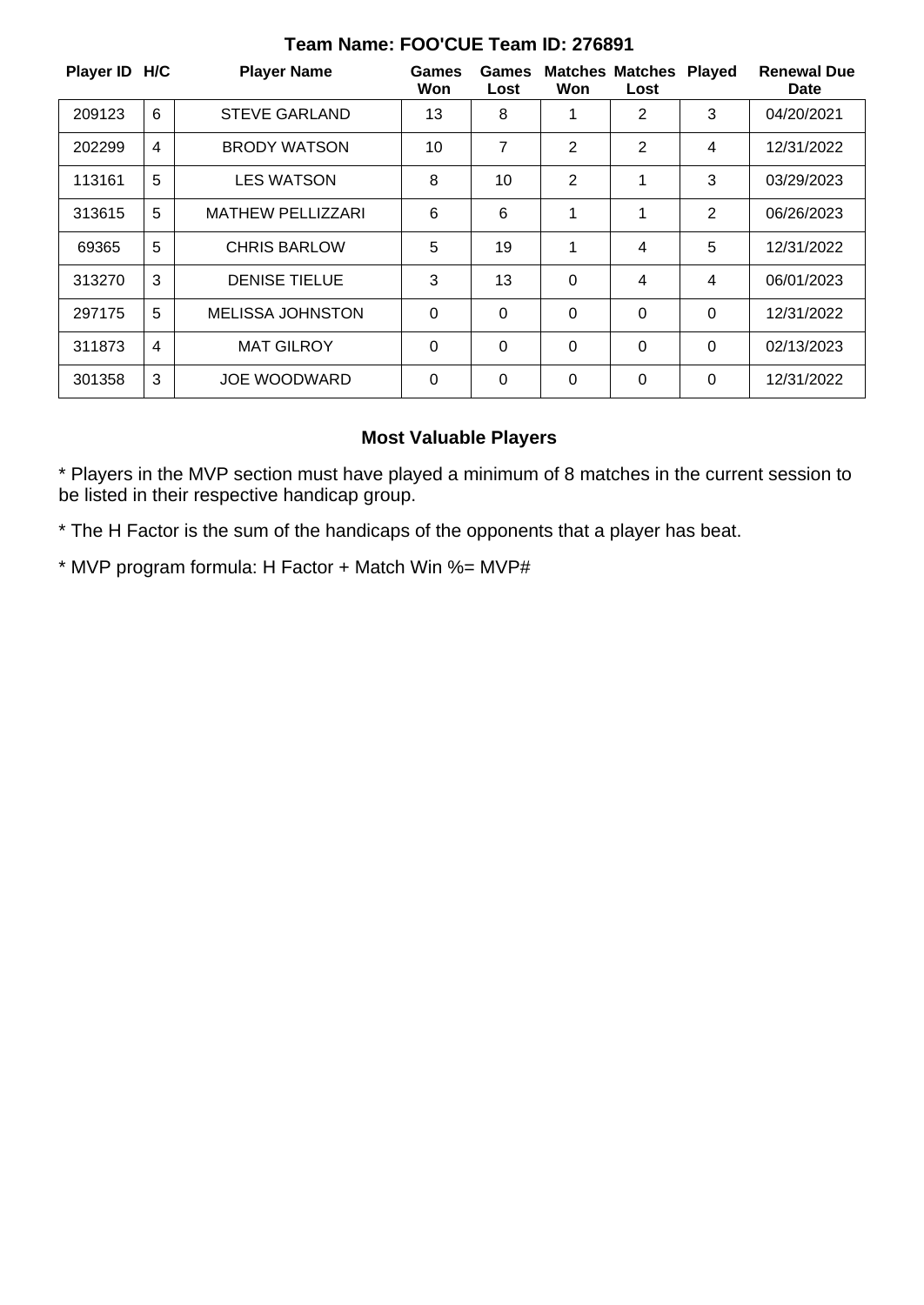## Team Name: FOO'CUE Team ID: 276891

| Player ID | H/C | Player Name | Games Won | Games Lost | Matches Won | Matches Lost | Played | Renewal Due Date |
|---|---|---|---|---|---|---|---|---|
| 209123 | 6 | STEVE GARLAND | 13 | 8 | 1 | 2 | 3 | 04/20/2021 |
| 202299 | 4 | BRODY WATSON | 10 | 7 | 2 | 2 | 4 | 12/31/2022 |
| 113161 | 5 | LES WATSON | 8 | 10 | 2 | 1 | 3 | 03/29/2023 |
| 313615 | 5 | MATHEW PELLIZZARI | 6 | 6 | 1 | 1 | 2 | 06/26/2023 |
| 69365 | 5 | CHRIS BARLOW | 5 | 19 | 1 | 4 | 5 | 12/31/2022 |
| 313270 | 3 | DENISE TIELUE | 3 | 13 | 0 | 4 | 4 | 06/01/2023 |
| 297175 | 5 | MELISSA JOHNSTON | 0 | 0 | 0 | 0 | 0 | 12/31/2022 |
| 311873 | 4 | MAT GILROY | 0 | 0 | 0 | 0 | 0 | 02/13/2023 |
| 301358 | 3 | JOE WOODWARD | 0 | 0 | 0 | 0 | 0 | 12/31/2022 |

## Most Valuable Players

* Players in the MVP section must have played a minimum of 8 matches in the current session to be listed in their respective handicap group.

* The H Factor is the sum of the handicaps of the opponents that a player has beat.

* MVP program formula: H Factor + Match Win %= MVP#